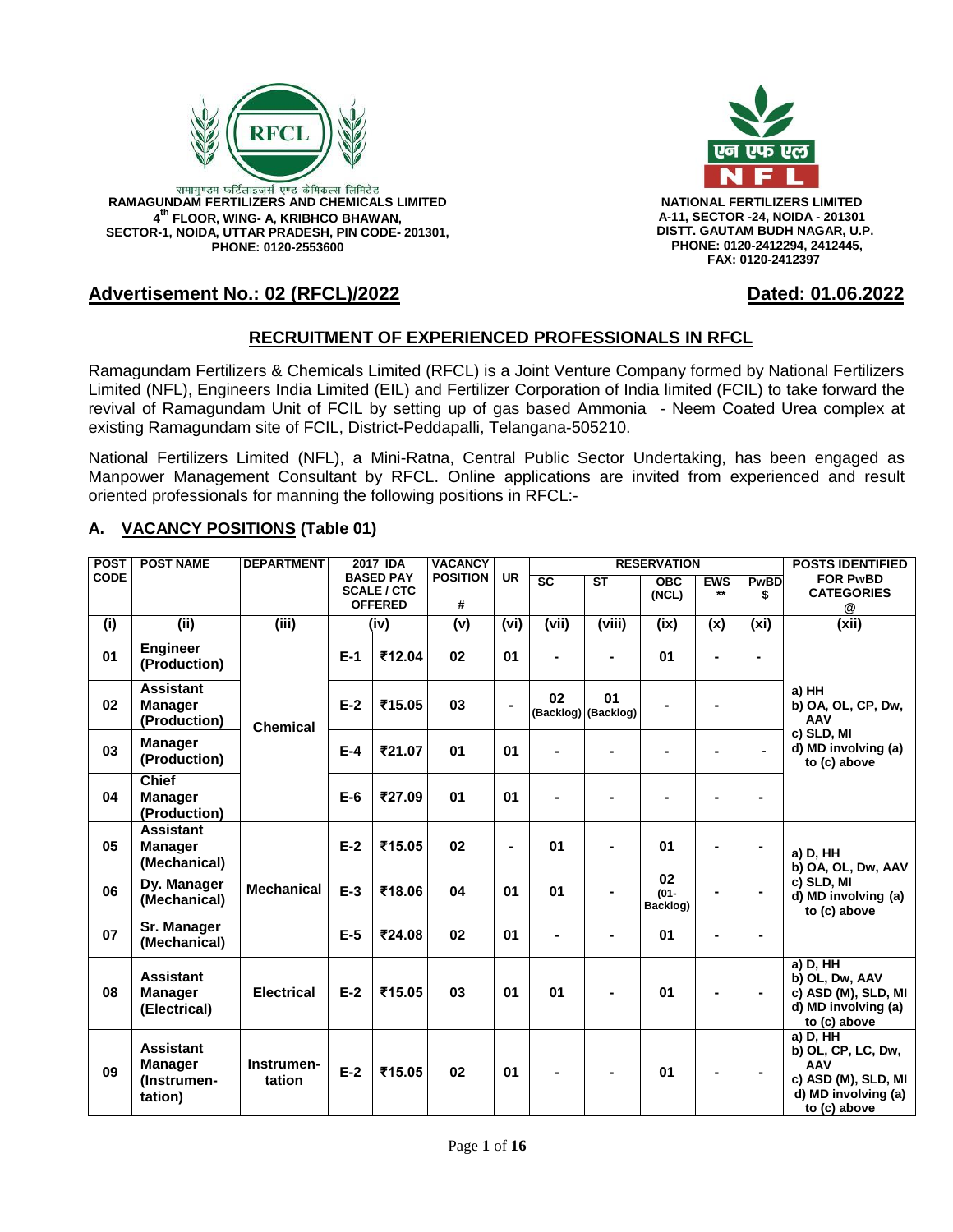रामागुण्डम फर्टिलाइज़र्स एण्ड केमिकल्स लिमिटेड
**RAMAGUNDAM FERTILIZERS AND CHEMICALS LIMITED**
**4th FLOOR, WING- A, KRIBHCO BHAWAN,**
**SECTOR-1, NOIDA, UTTAR PRADESH, PIN CODE- 201301,**
**PHONE: 0120-2553600**

एन एफ एल
**NATIONAL FERTILIZERS LIMITED**
**A-11, SECTOR -24, NOIDA - 201301**
**DISTT. GAUTAM BUDH NAGAR, U.P.**
**PHONE: 0120-2412294, 2412445,**
**FAX: 0120-2412397**

**Advertisement No.: 02 (RFCL)/2022** **Dated: 01.06.2022**

## RECRUITMENT OF EXPERIENCED PROFESSIONALS IN RFCL

Ramagundam Fertilizers & Chemicals Limited (RFCL) is a Joint Venture Company formed by National Fertilizers Limited (NFL), Engineers India Limited (EIL) and Fertilizer Corporation of India limited (FCIL) to take forward the revival of Ramagundam Unit of FCIL by setting up of gas based Ammonia - Neem Coated Urea complex at existing Ramagundam site of FCIL, District-Peddapalli, Telangana-505210.

National Fertilizers Limited (NFL), a Mini-Ratna, Central Public Sector Undertaking, has been engaged as Manpower Management Consultant by RFCL. Online applications are invited from experienced and result oriented professionals for manning the following positions in RFCL:-

### A. VACANCY POSITIONS (Table 01)

| POST CODE | POST NAME | DEPARTMENT | 2017 IDA BASED PAY SCALE / CTC OFFERED | | VACANCY POSITION # | UR | RESERVATION | | | | | POSTS IDENTIFIED FOR PwBD CATEGORIES @ |
|---|---|---|---|---|---|---|---|---|---|---|---|---|
| | | | | | | | SC | ST | OBC (NCL) | EWS ** | PwBD $ | |
| (i) | (ii) | (iii) | (iv) | | (v) | (vi) | (vii) | (viii) | (ix) | (x) | (xi) | (xii) |
| 01 | Engineer (Production) | Chemical | E-1 | ₹12.04 | 02 | 01 | - | - | 01 | - | - | a) HH<br>b) OA, OL, CP, Dw, AAV<br>c) SLD, MI<br>d) MD involving (a) to (c) above |
| 02 | Assistant Manager (Production) | Chemical | E-2 | ₹15.05 | 03 | - | 02 (Backlog) | 01 (Backlog) | - | - | | a) HH<br>b) OA, OL, CP, Dw, AAV<br>c) SLD, MI<br>d) MD involving (a) to (c) above |
| 03 | Manager (Production) | Chemical | E-4 | ₹21.07 | 01 | 01 | - | - | - | - | - | a) HH<br>b) OA, OL, CP, Dw, AAV<br>c) SLD, MI<br>d) MD involving (a) to (c) above |
| 04 | Chief Manager (Production) | Chemical | E-6 | ₹27.09 | 01 | 01 | - | - | - | - | - | a) HH<br>b) OA, OL, CP, Dw, AAV<br>c) SLD, MI<br>d) MD involving (a) to (c) above |
| 05 | Assistant Manager (Mechanical) | Mechanical | E-2 | ₹15.05 | 02 | - | 01 | - | 01 | - | - | a) D, HH<br>b) OA, OL, Dw, AAV<br>c) SLD, MI<br>d) MD involving (a) to (c) above |
| 06 | Dy. Manager (Mechanical) | Mechanical | E-3 | ₹18.06 | 04 | 01 | 01 | - | 02 (01-Backlog) | - | - | a) D, HH<br>b) OA, OL, Dw, AAV<br>c) SLD, MI<br>d) MD involving (a) to (c) above |
| 07 | Sr. Manager (Mechanical) | Mechanical | E-5 | ₹24.08 | 02 | 01 | - | - | 01 | - | - | a) D, HH<br>b) OA, OL, Dw, AAV<br>c) SLD, MI<br>d) MD involving (a) to (c) above |
| 08 | Assistant Manager (Electrical) | Electrical | E-2 | ₹15.05 | 03 | 01 | 01 | - | 01 | - | - | a) D, HH<br>b) OL, Dw, AAV<br>c) ASD (M), SLD, MI<br>d) MD involving (a) to (c) above |
| 09 | Assistant Manager (Instrumen-tation) | Instrumen-tation | E-2 | ₹15.05 | 02 | 01 | - | - | 01 | - | - | a) D, HH<br>b) OL, CP, LC, Dw, AAV<br>c) ASD (M), SLD, MI<br>d) MD involving (a) to (c) above |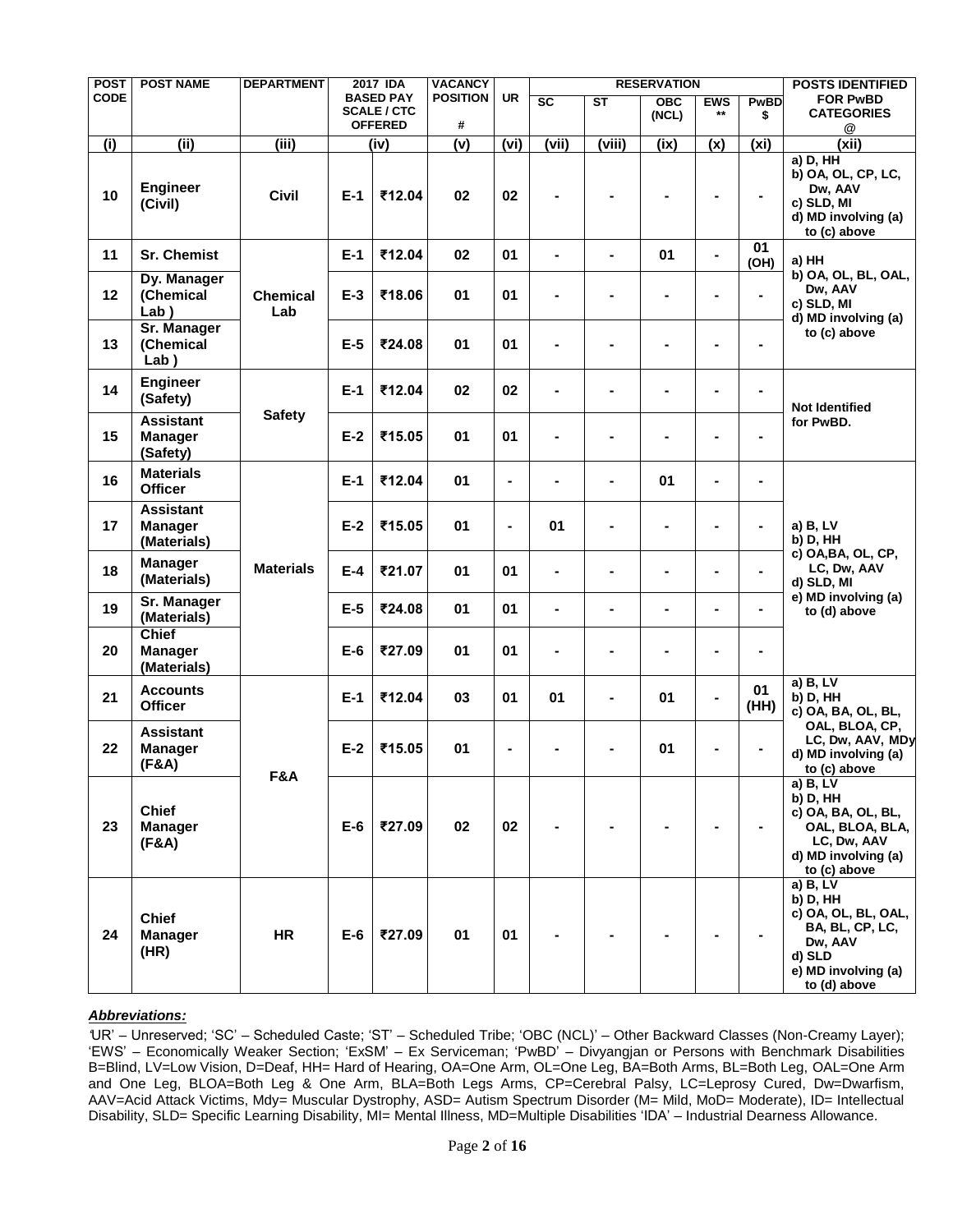| POST CODE | POST NAME | DEPARTMENT | 2017 IDA BASED PAY SCALE / CTC OFFERED | | VACANCY POSITION # | UR | RESERVATION | | | | | POSTS IDENTIFIED FOR PwBD CATEGORIES @ |
|---|---|---|---|---|---|---|---|---|---|---|---|---|
| | | | | | | | SC | ST | OBC (NCL) | EWS ** | PwBD $ | |
| (i) | (ii) | (iii) | (iv) | | (v) | (vi) | (vii) | (viii) | (ix) | (x) | (xi) | (xii) |
| 10 | **Engineer (Civil)** | **Civil** | E-1 | ₹12.04 | 02 | 02 | - | - | - | - | - | a) D, HH<br>b) OA, OL, CP, LC, Dw, AAV<br>c) SLD, MI<br>d) MD involving (a) to (c) above |
| 11 | **Sr. Chemist** | **Chemical Lab** | E-1 | ₹12.04 | 02 | 01 | - | - | 01 | - | 01 (OH) | a) HH<br>b) OA, OL, BL, OAL, Dw, AAV<br>c) SLD, MI<br>d) MD involving (a) to (c) above |
| 12 | **Dy. Manager (Chemical Lab )** | | E-3 | ₹18.06 | 01 | 01 | - | - | - | - | - | |
| 13 | **Sr. Manager (Chemical Lab )** | | E-5 | ₹24.08 | 01 | 01 | - | - | - | - | - | |
| 14 | **Engineer (Safety)** | **Safety** | E-1 | ₹12.04 | 02 | 02 | - | - | - | - | - | Not Identified for PwBD. |
| 15 | **Assistant Manager (Safety)** | | E-2 | ₹15.05 | 01 | 01 | - | - | - | - | - | |
| 16 | **Materials Officer** | **Materials** | E-1 | ₹12.04 | 01 | - | - | - | 01 | - | - | a) B, LV<br>b) D, HH<br>c) OA,BA, OL, CP, LC, Dw, AAV<br>d) SLD, MI<br>e) MD involving (a) to (d) above |
| 17 | **Assistant Manager (Materials)** | | E-2 | ₹15.05 | 01 | - | 01 | - | - | - | - | |
| 18 | **Manager (Materials)** | | E-4 | ₹21.07 | 01 | 01 | - | - | - | - | - | |
| 19 | **Sr. Manager (Materials)** | | E-5 | ₹24.08 | 01 | 01 | - | - | - | - | - | |
| 20 | **Chief Manager (Materials)** | | E-6 | ₹27.09 | 01 | 01 | - | - | - | - | - | |
| 21 | **Accounts Officer** | **F&A** | E-1 | ₹12.04 | 03 | 01 | 01 | - | 01 | - | 01 (HH) | a) B, LV<br>b) D, HH<br>c) OA, BA, OL, BL, OAL, BLOA, CP, LC, Dw, AAV, MDy<br>d) MD involving (a) to (c) above |
| 22 | **Assistant Manager (F&A)** | | E-2 | ₹15.05 | 01 | - | - | - | 01 | - | - | |
| 23 | **Chief Manager (F&A)** | | E-6 | ₹27.09 | 02 | 02 | - | - | - | - | - | a) B, LV<br>b) D, HH<br>c) OA, BA, OL, BL, OAL, BLOA, BLA, LC, Dw, AAV<br>d) MD involving (a) to (c) above |
| 24 | **Chief Manager (HR)** | **HR** | E-6 | ₹27.09 | 01 | 01 | - | - | - | - | - | a) B, LV<br>b) D, HH<br>c) OA, OL, BL, OAL, BA, BL, CP, LC, Dw, AAV<br>d) SLD<br>e) MD involving (a) to (d) above |

***Abbreviations:***

'UR' – Unreserved; 'SC' – Scheduled Caste; 'ST' – Scheduled Tribe; 'OBC (NCL)' – Other Backward Classes (Non-Creamy Layer); 'EWS' – Economically Weaker Section; 'ExSM' – Ex Serviceman; 'PwBD' – Divyangjan or Persons with Benchmark Disabilities B=Blind, LV=Low Vision, D=Deaf, HH= Hard of Hearing, OA=One Arm, OL=One Leg, BA=Both Arms, BL=Both Leg, OAL=One Arm and One Leg, BLOA=Both Leg & One Arm, BLA=Both Legs Arms, CP=Cerebral Palsy, LC=Leprosy Cured, Dw=Dwarfism, AAV=Acid Attack Victims, Mdy= Muscular Dystrophy, ASD= Autism Spectrum Disorder (M= Mild, MoD= Moderate), ID= Intellectual Disability, SLD= Specific Learning Disability, MI= Mental Illness, MD=Multiple Disabilities 'IDA' – Industrial Dearness Allowance.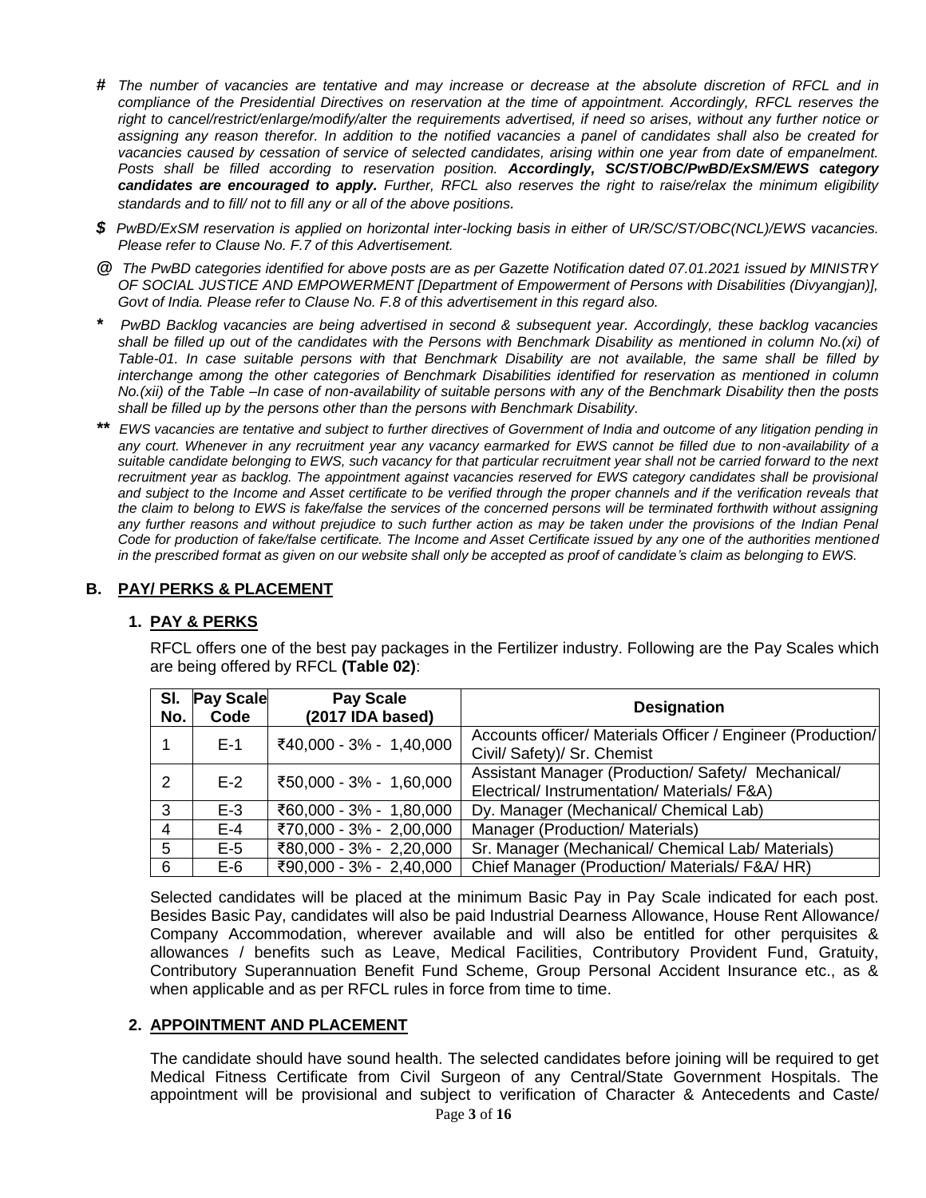**#** *The number of vacancies are tentative and may increase or decrease at the absolute discretion of RFCL and in compliance of the Presidential Directives on reservation at the time of appointment. Accordingly, RFCL reserves the right to cancel/restrict/enlarge/modify/alter the requirements advertised, if need so arises, without any further notice or assigning any reason therefor. In addition to the notified vacancies a panel of candidates shall also be created for vacancies caused by cessation of service of selected candidates, arising within one year from date of empanelment. Posts shall be filled according to reservation position.* ***Accordingly, SC/ST/OBC/PwBD/ExSM/EWS category candidates are encouraged to apply.*** *Further, RFCL also reserves the right to raise/relax the minimum eligibility standards and to fill/ not to fill any or all of the above positions.*

**$** *PwBD/ExSM reservation is applied on horizontal inter-locking basis in either of UR/SC/ST/OBC(NCL)/EWS vacancies. Please refer to Clause No. F.7 of this Advertisement.*

**@** *The PwBD categories identified for above posts are as per Gazette Notification dated 07.01.2021 issued by MINISTRY OF SOCIAL JUSTICE AND EMPOWERMENT [Department of Empowerment of Persons with Disabilities (Divyangjan)], Govt of India. Please refer to Clause No. F.8 of this advertisement in this regard also.*

**\*** *PwBD Backlog vacancies are being advertised in second & subsequent year. Accordingly, these backlog vacancies shall be filled up out of the candidates with the Persons with Benchmark Disability as mentioned in column No.(xi) of Table-01. In case suitable persons with that Benchmark Disability are not available, the same shall be filled by interchange among the other categories of Benchmark Disabilities identified for reservation as mentioned in column No.(xii) of the Table –In case of non-availability of suitable persons with any of the Benchmark Disability then the posts shall be filled up by the persons other than the persons with Benchmark Disability.*

**\*\*** *EWS vacancies are tentative and subject to further directives of Government of India and outcome of any litigation pending in any court. Whenever in any recruitment year any vacancy earmarked for EWS cannot be filled due to non-availability of a suitable candidate belonging to EWS, such vacancy for that particular recruitment year shall not be carried forward to the next recruitment year as backlog. The appointment against vacancies reserved for EWS category candidates shall be provisional and subject to the Income and Asset certificate to be verified through the proper channels and if the verification reveals that the claim to belong to EWS is fake/false the services of the concerned persons will be terminated forthwith without assigning any further reasons and without prejudice to such further action as may be taken under the provisions of the Indian Penal Code for production of fake/false certificate. The Income and Asset Certificate issued by any one of the authorities mentioned in the prescribed format as given on our website shall only be accepted as proof of candidate's claim as belonging to EWS.*

## B. PAY/ PERKS & PLACEMENT

### 1. PAY & PERKS

RFCL offers one of the best pay packages in the Fertilizer industry. Following are the Pay Scales which are being offered by RFCL **(Table 02)**:

| Sl. No. | Pay Scale Code | Pay Scale (2017 IDA based) | Designation |
|---|---|---|---|
| 1 | E-1 | ₹40,000 - 3% - 1,40,000 | Accounts officer/ Materials Officer / Engineer (Production/ Civil/ Safety)/ Sr. Chemist |
| 2 | E-2 | ₹50,000 - 3% - 1,60,000 | Assistant Manager (Production/ Safety/ Mechanical/ Electrical/ Instrumentation/ Materials/ F&A) |
| 3 | E-3 | ₹60,000 - 3% - 1,80,000 | Dy. Manager (Mechanical/ Chemical Lab) |
| 4 | E-4 | ₹70,000 - 3% - 2,00,000 | Manager (Production/ Materials) |
| 5 | E-5 | ₹80,000 - 3% - 2,20,000 | Sr. Manager (Mechanical/ Chemical Lab/ Materials) |
| 6 | E-6 | ₹90,000 - 3% - 2,40,000 | Chief Manager (Production/ Materials/ F&A/ HR) |

Selected candidates will be placed at the minimum Basic Pay in Pay Scale indicated for each post. Besides Basic Pay, candidates will also be paid Industrial Dearness Allowance, House Rent Allowance/ Company Accommodation, wherever available and will also be entitled for other perquisites & allowances / benefits such as Leave, Medical Facilities, Contributory Provident Fund, Gratuity, Contributory Superannuation Benefit Fund Scheme, Group Personal Accident Insurance etc., as & when applicable and as per RFCL rules in force from time to time.

### 2. APPOINTMENT AND PLACEMENT

The candidate should have sound health. The selected candidates before joining will be required to get Medical Fitness Certificate from Civil Surgeon of any Central/State Government Hospitals. The appointment will be provisional and subject to verification of Character & Antecedents and Caste/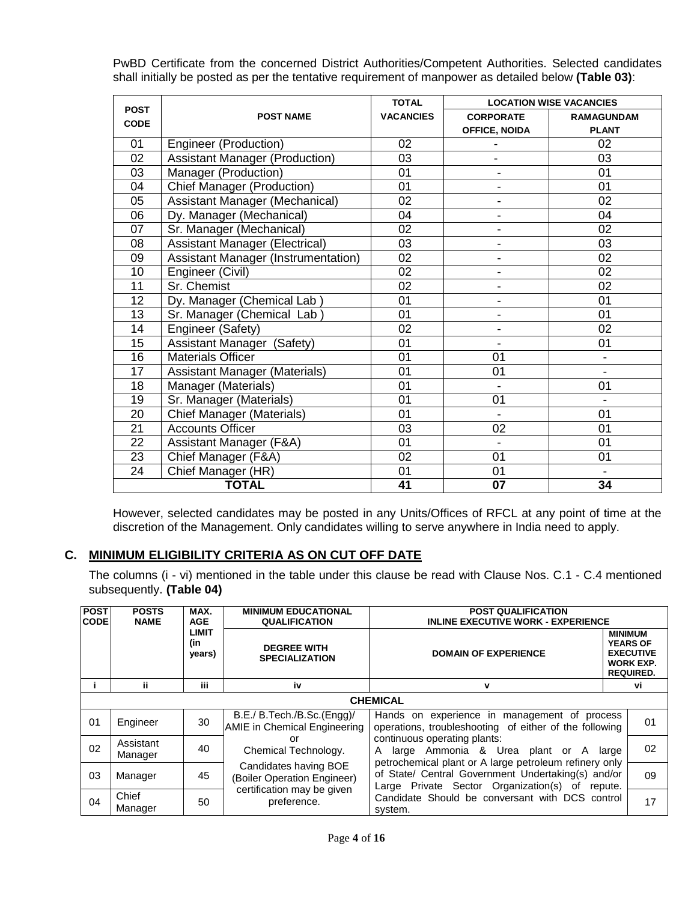PwBD Certificate from the concerned District Authorities/Competent Authorities. Selected candidates shall initially be posted as per the tentative requirement of manpower as detailed below **(Table 03)**:

| POST CODE | POST NAME | TOTAL VACANCIES | LOCATION WISE VACANCIES | |
|---|---|---|---|---|
| | | | CORPORATE OFFICE, NOIDA | RAMAGUNDAM PLANT |
| 01 | Engineer (Production) | 02 | - | 02 |
| 02 | Assistant Manager (Production) | 03 | - | 03 |
| 03 | Manager (Production) | 01 | - | 01 |
| 04 | Chief Manager (Production) | 01 | - | 01 |
| 05 | Assistant Manager (Mechanical) | 02 | - | 02 |
| 06 | Dy. Manager (Mechanical) | 04 | - | 04 |
| 07 | Sr. Manager (Mechanical) | 02 | - | 02 |
| 08 | Assistant Manager (Electrical) | 03 | - | 03 |
| 09 | Assistant Manager (Instrumentation) | 02 | - | 02 |
| 10 | Engineer (Civil) | 02 | - | 02 |
| 11 | Sr. Chemist | 02 | - | 02 |
| 12 | Dy. Manager (Chemical Lab ) | 01 | - | 01 |
| 13 | Sr. Manager (Chemical Lab ) | 01 | - | 01 |
| 14 | Engineer (Safety) | 02 | - | 02 |
| 15 | Assistant Manager (Safety) | 01 | - | 01 |
| 16 | Materials Officer | 01 | 01 | - |
| 17 | Assistant Manager (Materials) | 01 | 01 | - |
| 18 | Manager (Materials) | 01 | - | 01 |
| 19 | Sr. Manager (Materials) | 01 | 01 | - |
| 20 | Chief Manager (Materials) | 01 | - | 01 |
| 21 | Accounts Officer | 03 | 02 | 01 |
| 22 | Assistant Manager (F&A) | 01 | - | 01 |
| 23 | Chief Manager (F&A) | 02 | 01 | 01 |
| 24 | Chief Manager (HR) | 01 | 01 | - |
| **TOTAL** | | **41** | **07** | **34** |

However, selected candidates may be posted in any Units/Offices of RFCL at any point of time at the discretion of the Management. Only candidates willing to serve anywhere in India need to apply.

## C. MINIMUM ELIGIBILITY CRITERIA AS ON CUT OFF DATE

The columns (i - vi) mentioned in the table under this clause be read with Clause Nos. C.1 - C.4 mentioned subsequently. **(Table 04)**

| POST CODE | POSTS NAME | MAX. AGE LIMIT (in years) | MINIMUM EDUCATIONAL QUALIFICATION | POST QUALIFICATION INLINE EXECUTIVE WORK - EXPERIENCE | |
|---|---|---|---|---|---|
| | | | DEGREE WITH SPECIALIZATION | DOMAIN OF EXPERIENCE | MINIMUM YEARS OF EXECUTIVE WORK EXP. REQUIRED. |
| i | ii | iii | iv | v | vi |
| **CHEMICAL** | | | | | |
| 01 | Engineer | 30 | B.E./ B.Tech./B.Sc.(Engg)/ AMIE in Chemical Engineering or Chemical Technology. Candidates having BOE (Boiler Operation Engineer) certification may be given preference. | Hands on experience in management of process operations, troubleshooting of either of the following continuous operating plants: A large Ammonia & Urea plant or A large petrochemical plant or A large petroleum refinery only of State/ Central Government Undertaking(s) and/or Large Private Sector Organization(s) of repute. Candidate Should be conversant with DCS control system. | 01 |
| 02 | Assistant Manager | 40 | | | 02 |
| 03 | Manager | 45 | | | 09 |
| 04 | Chief Manager | 50 | | | 17 |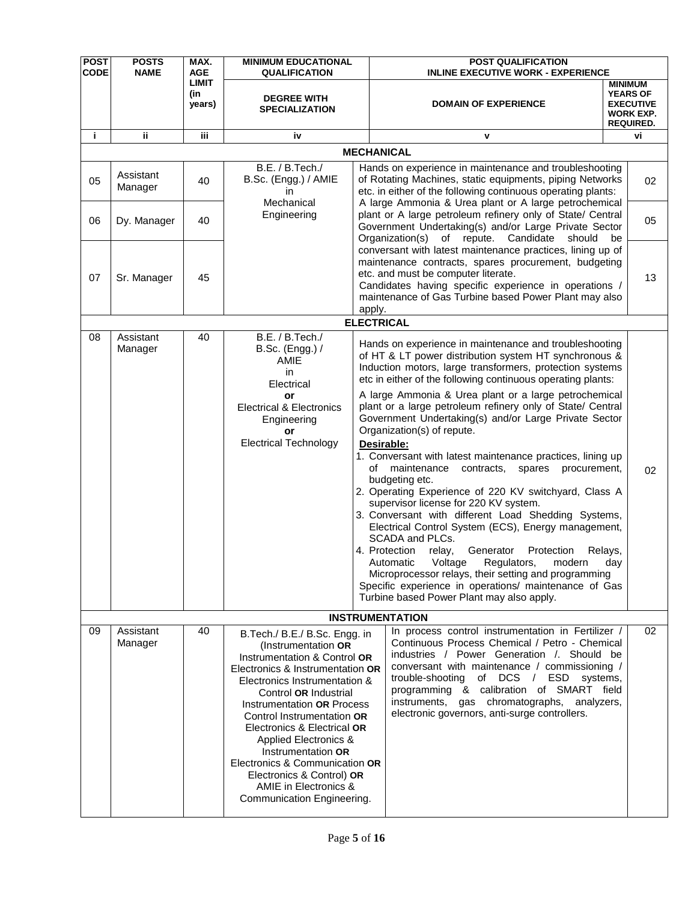| POST CODE | POSTS NAME | MAX. AGE LIMIT (in years) | MINIMUM EDUCATIONAL QUALIFICATION | POST QUALIFICATION INLINE EXECUTIVE WORK - EXPERIENCE | |
|---|---|---|---|---|---|
| | | | DEGREE WITH SPECIALIZATION | DOMAIN OF EXPERIENCE | MINIMUM YEARS OF EXECUTIVE WORK EXP. REQUIRED. |
| i | ii | iii | iv | v | vi |
| **MECHANICAL** | | | | | |
| 05 | Assistant Manager | 40 | B.E. / B.Tech./ B.Sc. (Engg.) / AMIE in Mechanical Engineering | Hands on experience in maintenance and troubleshooting of Rotating Machines, static equipments, piping Networks etc. in either of the following continuous operating plants: A large Ammonia & Urea plant or A large petrochemical plant or A large petroleum refinery only of State/ Central Government Undertaking(s) and/or Large Private Sector Organization(s) of repute. Candidate should be conversant with latest maintenance practices, lining up of maintenance contracts, spares procurement, budgeting etc. and must be computer literate. Candidates having specific experience in operations / maintenance of Gas Turbine based Power Plant may also apply. | 02 |
| 06 | Dy. Manager | 40 | | | 05 |
| 07 | Sr. Manager | 45 | | | 13 |
| **ELECTRICAL** | | | | | |
| 08 | Assistant Manager | 40 | B.E. / B.Tech./ B.Sc. (Engg.) / AMIE in Electrical **or** Electrical & Electronics Engineering **or** Electrical Technology | Hands on experience in maintenance and troubleshooting of HT & LT power distribution system HT synchronous & Induction motors, large transformers, protection systems etc in either of the following continuous operating plants: A large Ammonia & Urea plant or a large petrochemical plant or a large petroleum refinery only of State/ Central Government Undertaking(s) and/or Large Private Sector Organization(s) of repute. **Desirable:** 1. Conversant with latest maintenance practices, lining up of maintenance contracts, spares procurement, budgeting etc. 2. Operating Experience of 220 KV switchyard, Class A supervisor license for 220 KV system. 3. Conversant with different Load Shedding Systems, Electrical Control System (ECS), Energy management, SCADA and PLCs. 4. Protection relay, Generator Protection Relays, Automatic Voltage Regulators, modern day Microprocessor relays, their setting and programming. Specific experience in operations/ maintenance of Gas Turbine based Power Plant may also apply. | 02 |
| **INSTRUMENTATION** | | | | | |
| 09 | Assistant Manager | 40 | B.Tech./ B.E./ B.Sc. Engg. in (Instrumentation **OR** Instrumentation & Control **OR** Electronics & Instrumentation **OR** Electronics Instrumentation & Control **OR** Industrial Instrumentation **OR** Process Control Instrumentation **OR** Electronics & Electrical **OR** Applied Electronics & Instrumentation **OR** Electronics & Communication **OR** Electronics & Control) **OR** AMIE in Electronics & Communication Engineering. | In process control instrumentation in Fertilizer / Continuous Process Chemical / Petro - Chemical industries / Power Generation /. Should be conversant with maintenance / commissioning / trouble-shooting of DCS / ESD systems, programming & calibration of SMART field instruments, gas chromatographs, analyzers, electronic governors, anti-surge controllers. | 02 |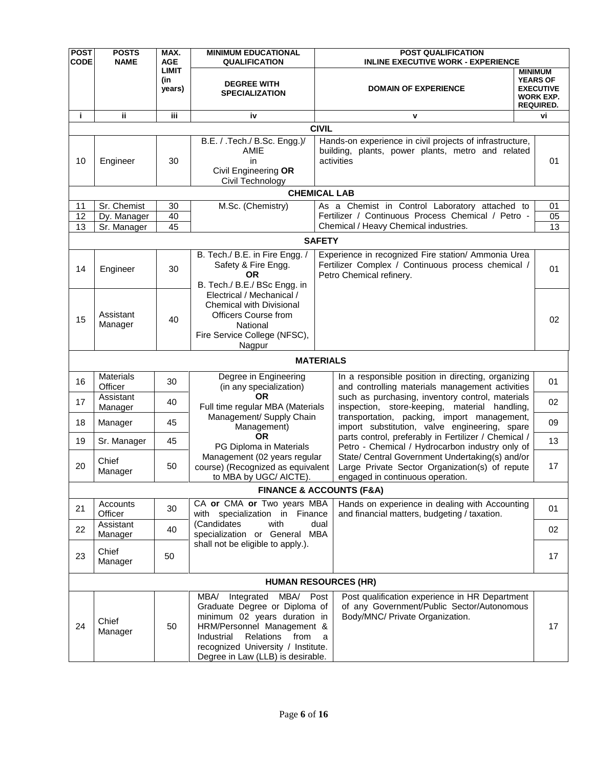| POST CODE | POSTS NAME | MAX. AGE LIMIT (in years) | MINIMUM EDUCATIONAL QUALIFICATION | POST QUALIFICATION INLINE EXECUTIVE WORK - EXPERIENCE | |
|---|---|---|---|---|---|
| | | | DEGREE WITH SPECIALIZATION | DOMAIN OF EXPERIENCE | MINIMUM YEARS OF EXECUTIVE WORK EXP. REQUIRED. |
| i | ii | iii | iv | v | vi |
| **CIVIL** | | | | | |
| 10 | Engineer | 30 | B.E. / .Tech./ B.Sc. Engg.)/ AMIE in Civil Engineering **OR** Civil Technology | Hands-on experience in civil projects of infrastructure, building, plants, power plants, metro and related activities | 01 |
| **CHEMICAL LAB** | | | | | |
| 11 | Sr. Chemist | 30 | M.Sc. (Chemistry) | As a Chemist in Control Laboratory attached to Fertilizer / Continuous Process Chemical / Petro - Chemical / Heavy Chemical industries. | 01 |
| 12 | Dy. Manager | 40 | | | 05 |
| 13 | Sr. Manager | 45 | | | 13 |
| **SAFETY** | | | | | |
| 14 | Engineer | 30 | B. Tech./ B.E. in Fire Engg. / Safety & Fire Engg. **OR** B. Tech./ B.E./ BSc Engg. in Electrical / Mechanical / Chemical with Divisional Officers Course from National Fire Service College (NFSC), Nagpur | Experience in recognized Fire station/ Ammonia Urea Fertilizer Complex / Continuous process chemical / Petro Chemical refinery. | 01 |
| 15 | Assistant Manager | 40 | | | 02 |
| **MATERIALS** | | | | | |
| 16 | Materials Officer | 30 | Degree in Engineering (in any specialization) **OR** Full time regular MBA (Materials Management/ Supply Chain Management) **OR** PG Diploma in Materials Management (02 years regular course) (Recognized as equivalent to MBA by UGC/ AICTE). | In a responsible position in directing, organizing and controlling materials management activities such as purchasing, inventory control, materials inspection, store-keeping, material handling, transportation, packing, import management, import substitution, valve engineering, spare parts control, preferably in Fertilizer / Chemical / Petro - Chemical / Hydrocarbon industry only of State/ Central Government Undertaking(s) and/or Large Private Sector Organization(s) of repute engaged in continuous operation. | 01 |
| 17 | Assistant Manager | 40 | | | 02 |
| 18 | Manager | 45 | | | 09 |
| 19 | Sr. Manager | 45 | | | 13 |
| 20 | Chief Manager | 50 | | | 17 |
| **FINANCE & ACCOUNTS (F&A)** | | | | | |
| 21 | Accounts Officer | 30 | CA **or** CMA **or** Two years MBA with specialization in Finance (Candidates with dual specialization or General MBA shall not be eligible to apply.). | Hands on experience in dealing with Accounting and financial matters, budgeting / taxation. | 01 |
| 22 | Assistant Manager | 40 | | | 02 |
| 23 | Chief Manager | 50 | | | 17 |
| **HUMAN RESOURCES (HR)** | | | | | |
| 24 | Chief Manager | 50 | MBA/ Integrated MBA/ Post Graduate Degree or Diploma of minimum 02 years duration in HRM/Personnel Management & Industrial Relations from a recognized University / Institute. Degree in Law (LLB) is desirable. | Post qualification experience in HR Department of any Government/Public Sector/Autonomous Body/MNC/ Private Organization. | 17 |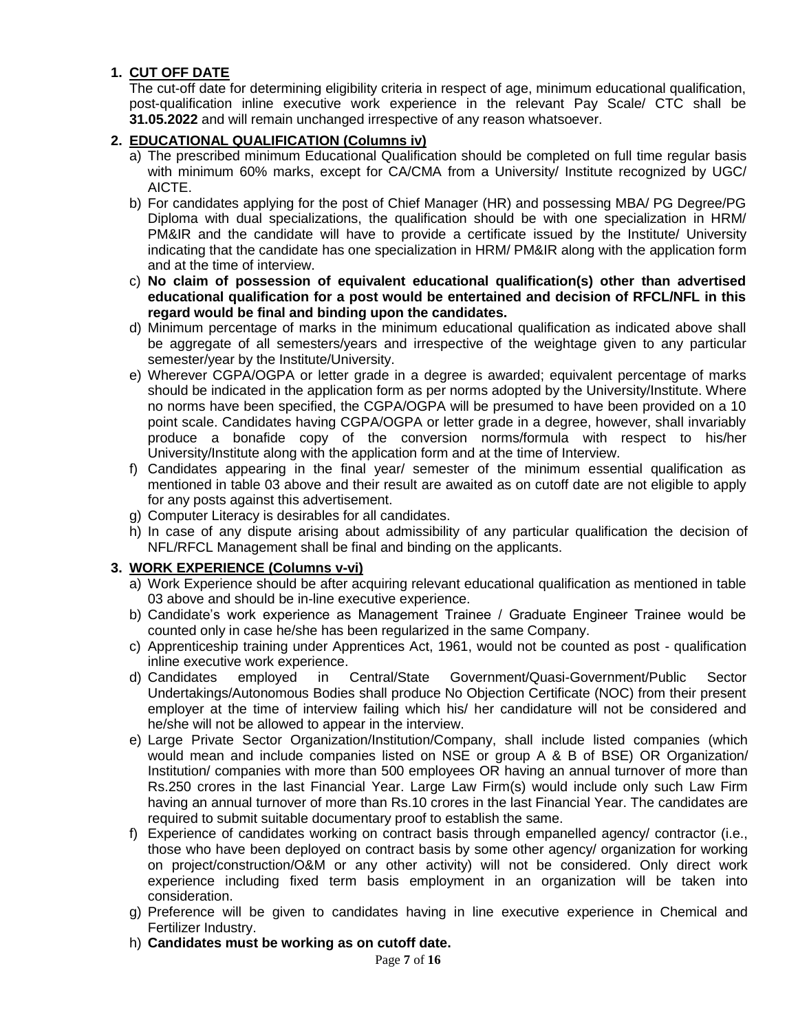1. **CUT OFF DATE**

   The cut-off date for determining eligibility criteria in respect of age, minimum educational qualification, post-qualification inline executive work experience in the relevant Pay Scale/ CTC shall be **31.05.2022** and will remain unchanged irrespective of any reason whatsoever.

2. **EDUCATIONAL QUALIFICATION (Columns iv)**

   a) The prescribed minimum Educational Qualification should be completed on full time regular basis with minimum 60% marks, except for CA/CMA from a University/ Institute recognized by UGC/ AICTE.

   b) For candidates applying for the post of Chief Manager (HR) and possessing MBA/ PG Degree/PG Diploma with dual specializations, the qualification should be with one specialization in HRM/ PM&IR and the candidate will have to provide a certificate issued by the Institute/ University indicating that the candidate has one specialization in HRM/ PM&IR along with the application form and at the time of interview.

   c) **No claim of possession of equivalent educational qualification(s) other than advertised educational qualification for a post would be entertained and decision of RFCL/NFL in this regard would be final and binding upon the candidates.**

   d) Minimum percentage of marks in the minimum educational qualification as indicated above shall be aggregate of all semesters/years and irrespective of the weightage given to any particular semester/year by the Institute/University.

   e) Wherever CGPA/OGPA or letter grade in a degree is awarded; equivalent percentage of marks should be indicated in the application form as per norms adopted by the University/Institute. Where no norms have been specified, the CGPA/OGPA will be presumed to have been provided on a 10 point scale. Candidates having CGPA/OGPA or letter grade in a degree, however, shall invariably produce a bonafide copy of the conversion norms/formula with respect to his/her University/Institute along with the application form and at the time of Interview.

   f) Candidates appearing in the final year/ semester of the minimum essential qualification as mentioned in table 03 above and their result are awaited as on cutoff date are not eligible to apply for any posts against this advertisement.

   g) Computer Literacy is desirables for all candidates.

   h) In case of any dispute arising about admissibility of any particular qualification the decision of NFL/RFCL Management shall be final and binding on the applicants.

3. **WORK EXPERIENCE (Columns v-vi)**

   a) Work Experience should be after acquiring relevant educational qualification as mentioned in table 03 above and should be in-line executive experience.

   b) Candidate's work experience as Management Trainee / Graduate Engineer Trainee would be counted only in case he/she has been regularized in the same Company.

   c) Apprenticeship training under Apprentices Act, 1961, would not be counted as post - qualification inline executive work experience.

   d) Candidates employed in Central/State Government/Quasi-Government/Public Sector Undertakings/Autonomous Bodies shall produce No Objection Certificate (NOC) from their present employer at the time of interview failing which his/ her candidature will not be considered and he/she will not be allowed to appear in the interview.

   e) Large Private Sector Organization/Institution/Company, shall include listed companies (which would mean and include companies listed on NSE or group A & B of BSE) OR Organization/ Institution/ companies with more than 500 employees OR having an annual turnover of more than Rs.250 crores in the last Financial Year. Large Law Firm(s) would include only such Law Firm having an annual turnover of more than Rs.10 crores in the last Financial Year. The candidates are required to submit suitable documentary proof to establish the same.

   f) Experience of candidates working on contract basis through empanelled agency/ contractor (i.e., those who have been deployed on contract basis by some other agency/ organization for working on project/construction/O&M or any other activity) will not be considered. Only direct work experience including fixed term basis employment in an organization will be taken into consideration.

   g) Preference will be given to candidates having in line executive experience in Chemical and Fertilizer Industry.

   h) **Candidates must be working as on cutoff date.**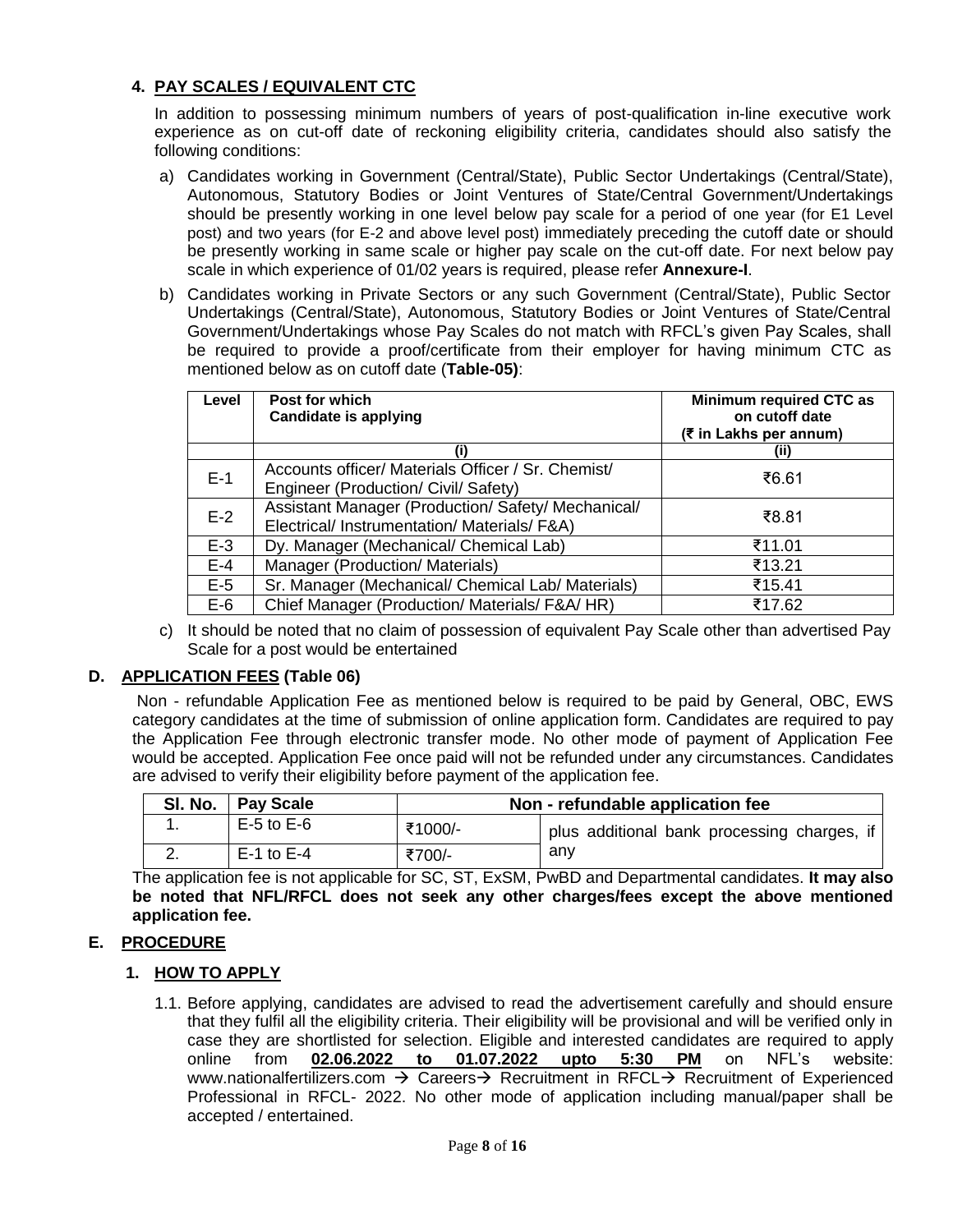## 4. PAY SCALES / EQUIVALENT CTC

In addition to possessing minimum numbers of years of post-qualification in-line executive work experience as on cut-off date of reckoning eligibility criteria, candidates should also satisfy the following conditions:

a) Candidates working in Government (Central/State), Public Sector Undertakings (Central/State), Autonomous, Statutory Bodies or Joint Ventures of State/Central Government/Undertakings should be presently working in one level below pay scale for a period of one year (for E1 Level post) and two years (for E-2 and above level post) immediately preceding the cutoff date or should be presently working in same scale or higher pay scale on the cut-off date. For next below pay scale in which experience of 01/02 years is required, please refer **Annexure-I**.

b) Candidates working in Private Sectors or any such Government (Central/State), Public Sector Undertakings (Central/State), Autonomous, Statutory Bodies or Joint Ventures of State/Central Government/Undertakings whose Pay Scales do not match with RFCL's given Pay Scales, shall be required to provide a proof/certificate from their employer for having minimum CTC as mentioned below as on cutoff date (**Table-05)**:

| Level | Post for which Candidate is applying | Minimum required CTC as on cutoff date (₹ in Lakhs per annum) |
|---|---|---|
| | (i) | (ii) |
| E-1 | Accounts officer/ Materials Officer / Sr. Chemist/ Engineer (Production/ Civil/ Safety) | ₹6.61 |
| E-2 | Assistant Manager (Production/ Safety/ Mechanical/ Electrical/ Instrumentation/ Materials/ F&A) | ₹8.81 |
| E-3 | Dy. Manager (Mechanical/ Chemical Lab) | ₹11.01 |
| E-4 | Manager (Production/ Materials) | ₹13.21 |
| E-5 | Sr. Manager (Mechanical/ Chemical Lab/ Materials) | ₹15.41 |
| E-6 | Chief Manager (Production/ Materials/ F&A/ HR) | ₹17.62 |

c) It should be noted that no claim of possession of equivalent Pay Scale other than advertised Pay Scale for a post would be entertained

## D. APPLICATION FEES (Table 06)

Non - refundable Application Fee as mentioned below is required to be paid by General, OBC, EWS category candidates at the time of submission of online application form. Candidates are required to pay the Application Fee through electronic transfer mode. No other mode of payment of Application Fee would be accepted. Application Fee once paid will not be refunded under any circumstances. Candidates are advised to verify their eligibility before payment of the application fee.

| Sl. No. | Pay Scale | Non - refundable application fee | |
|---|---|---|---|
| 1. | E-5 to E-6 | ₹1000/- | plus additional bank processing charges, if any |
| 2. | E-1 to E-4 | ₹700/- | |

The application fee is not applicable for SC, ST, ExSM, PwBD and Departmental candidates. **It may also be noted that NFL/RFCL does not seek any other charges/fees except the above mentioned application fee.**

## E. PROCEDURE

### 1. HOW TO APPLY

1.1. Before applying, candidates are advised to read the advertisement carefully and should ensure that they fulfil all the eligibility criteria. Their eligibility will be provisional and will be verified only in case they are shortlisted for selection. Eligible and interested candidates are required to apply online from **02.06.2022 to 01.07.2022 upto 5:30 PM** on NFL's website: www.nationalfertilizers.com → Careers→ Recruitment in RFCL→ Recruitment of Experienced Professional in RFCL- 2022. No other mode of application including manual/paper shall be accepted / entertained.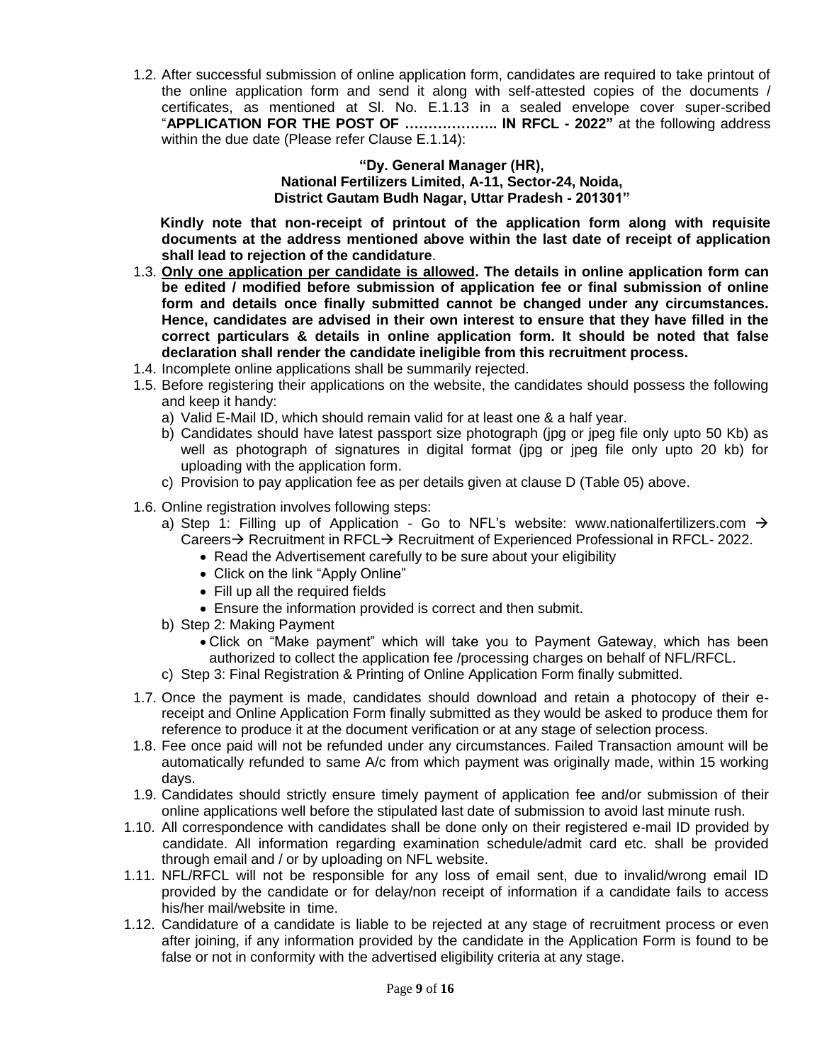1.2. After successful submission of online application form, candidates are required to take printout of the online application form and send it along with self-attested copies of the documents / certificates, as mentioned at Sl. No. E.1.13 in a sealed envelope cover super-scribed "**APPLICATION FOR THE POST OF ……………….. IN RFCL - 2022"** at the following address within the due date (Please refer Clause E.1.14):

**"Dy. General Manager (HR),**
**National Fertilizers Limited, A-11, Sector-24, Noida,**
**District Gautam Budh Nagar, Uttar Pradesh - 201301"**

**Kindly note that non-receipt of printout of the application form along with requisite documents at the address mentioned above within the last date of receipt of application shall lead to rejection of the candidature**.

1.3. **Only one application per candidate is allowed. The details in online application form can be edited / modified before submission of application fee or final submission of online form and details once finally submitted cannot be changed under any circumstances. Hence, candidates are advised in their own interest to ensure that they have filled in the correct particulars & details in online application form. It should be noted that false declaration shall render the candidate ineligible from this recruitment process.**

1.4. Incomplete online applications shall be summarily rejected.

1.5. Before registering their applications on the website, the candidates should possess the following and keep it handy:
   a) Valid E-Mail ID, which should remain valid for at least one & a half year.
   b) Candidates should have latest passport size photograph (jpg or jpeg file only upto 50 Kb) as well as photograph of signatures in digital format (jpg or jpeg file only upto 20 kb) for uploading with the application form.
   c) Provision to pay application fee as per details given at clause D (Table 05) above.

1.6. Online registration involves following steps:
   a) Step 1: Filling up of Application - Go to NFL's website: www.nationalfertilizers.com → Careers→ Recruitment in RFCL→ Recruitment of Experienced Professional in RFCL- 2022.
      - Read the Advertisement carefully to be sure about your eligibility
      - Click on the link "Apply Online"
      - Fill up all the required fields
      - Ensure the information provided is correct and then submit.
   b) Step 2: Making Payment
      - Click on "Make payment" which will take you to Payment Gateway, which has been authorized to collect the application fee /processing charges on behalf of NFL/RFCL.
   c) Step 3: Final Registration & Printing of Online Application Form finally submitted.

1.7. Once the payment is made, candidates should download and retain a photocopy of their e-receipt and Online Application Form finally submitted as they would be asked to produce them for reference to produce it at the document verification or at any stage of selection process.

1.8. Fee once paid will not be refunded under any circumstances. Failed Transaction amount will be automatically refunded to same A/c from which payment was originally made, within 15 working days.

1.9. Candidates should strictly ensure timely payment of application fee and/or submission of their online applications well before the stipulated last date of submission to avoid last minute rush.

1.10. All correspondence with candidates shall be done only on their registered e-mail ID provided by candidate. All information regarding examination schedule/admit card etc. shall be provided through email and / or by uploading on NFL website.

1.11. NFL/RFCL will not be responsible for any loss of email sent, due to invalid/wrong email ID provided by the candidate or for delay/non receipt of information if a candidate fails to access his/her mail/website in time.

1.12. Candidature of a candidate is liable to be rejected at any stage of recruitment process or even after joining, if any information provided by the candidate in the Application Form is found to be false or not in conformity with the advertised eligibility criteria at any stage.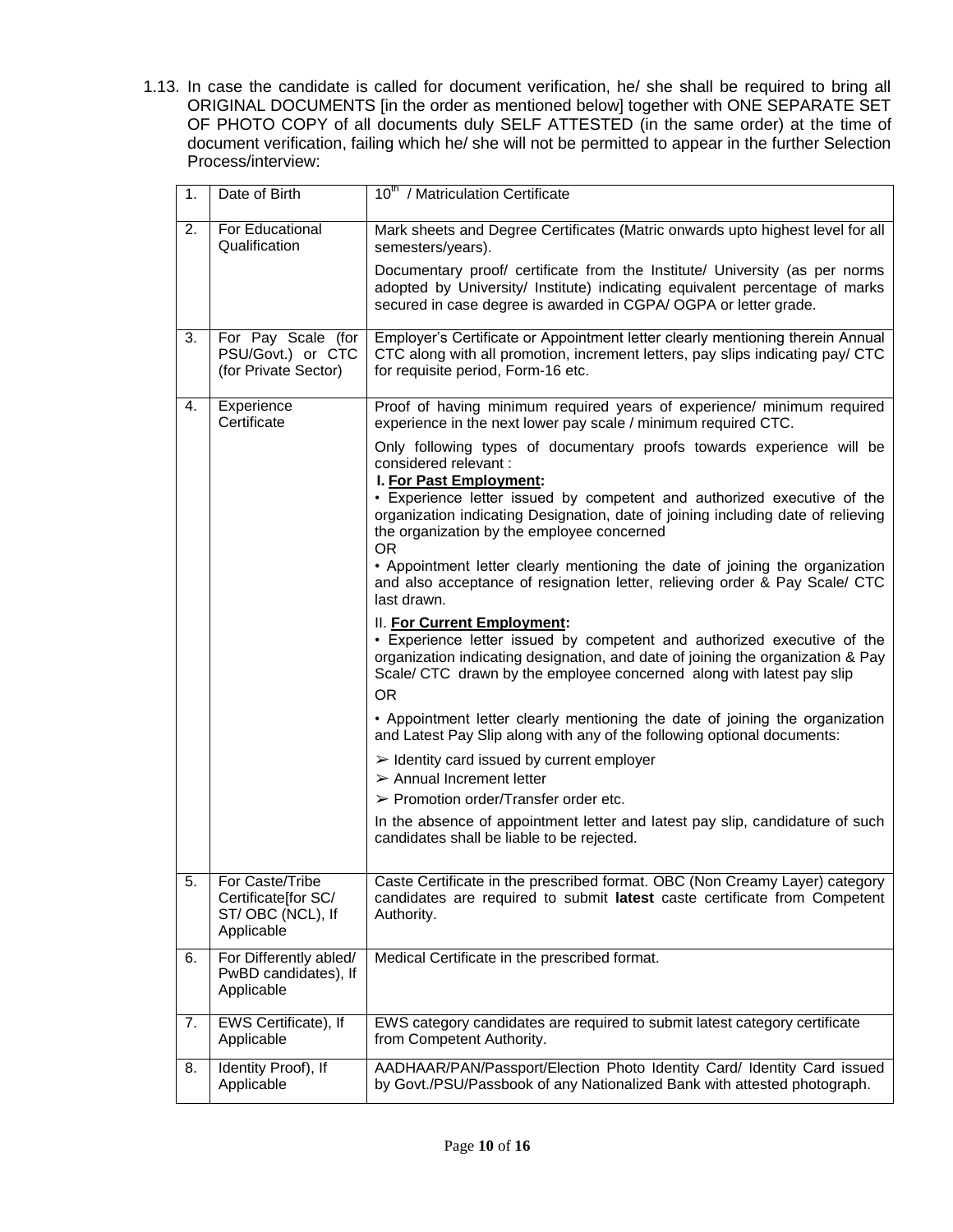1.13. In case the candidate is called for document verification, he/ she shall be required to bring all ORIGINAL DOCUMENTS [in the order as mentioned below] together with ONE SEPARATE SET OF PHOTO COPY of all documents duly SELF ATTESTED (in the same order) at the time of document verification, failing which he/ she will not be permitted to appear in the further Selection Process/interview:

| | | |
|---|---|---|
| 1. | Date of Birth | 10th / Matriculation Certificate |
| 2. | For Educational Qualification | Mark sheets and Degree Certificates (Matric onwards upto highest level for all semesters/years).<br><br>Documentary proof/ certificate from the Institute/ University (as per norms adopted by University/ Institute) indicating equivalent percentage of marks secured in case degree is awarded in CGPA/ OGPA or letter grade. |
| 3. | For Pay Scale (for PSU/Govt.) or CTC (for Private Sector) | Employer's Certificate or Appointment letter clearly mentioning therein Annual CTC along with all promotion, increment letters, pay slips indicating pay/ CTC for requisite period, Form-16 etc. |
| 4. | Experience Certificate | Proof of having minimum required years of experience/ minimum required experience in the next lower pay scale / minimum required CTC.<br><br>Only following types of documentary proofs towards experience will be considered relevant :<br>**I. For Past Employment:**<br>• Experience letter issued by competent and authorized executive of the organization indicating Designation, date of joining including date of relieving the organization by the employee concerned<br>OR<br>• Appointment letter clearly mentioning the date of joining the organization and also acceptance of resignation letter, relieving order & Pay Scale/ CTC last drawn.<br><br>II. **For Current Employment:**<br>• Experience letter issued by competent and authorized executive of the organization indicating designation, and date of joining the organization & Pay Scale/ CTC drawn by the employee concerned along with latest pay slip<br>OR<br>• Appointment letter clearly mentioning the date of joining the organization and Latest Pay Slip along with any of the following optional documents:<br>➢ Identity card issued by current employer<br>➢ Annual Increment letter<br>➢ Promotion order/Transfer order etc.<br><br>In the absence of appointment letter and latest pay slip, candidature of such candidates shall be liable to be rejected. |
| 5. | For Caste/Tribe Certificate[for SC/ ST/ OBC (NCL), If Applicable | Caste Certificate in the prescribed format. OBC (Non Creamy Layer) category candidates are required to submit **latest** caste certificate from Competent Authority. |
| 6. | For Differently abled/ PwBD candidates), If Applicable | Medical Certificate in the prescribed format. |
| 7. | EWS Certificate), If Applicable | EWS category candidates are required to submit latest category certificate from Competent Authority. |
| 8. | Identity Proof), If Applicable | AADHAAR/PAN/Passport/Election Photo Identity Card/ Identity Card issued by Govt./PSU/Passbook of any Nationalized Bank with attested photograph. |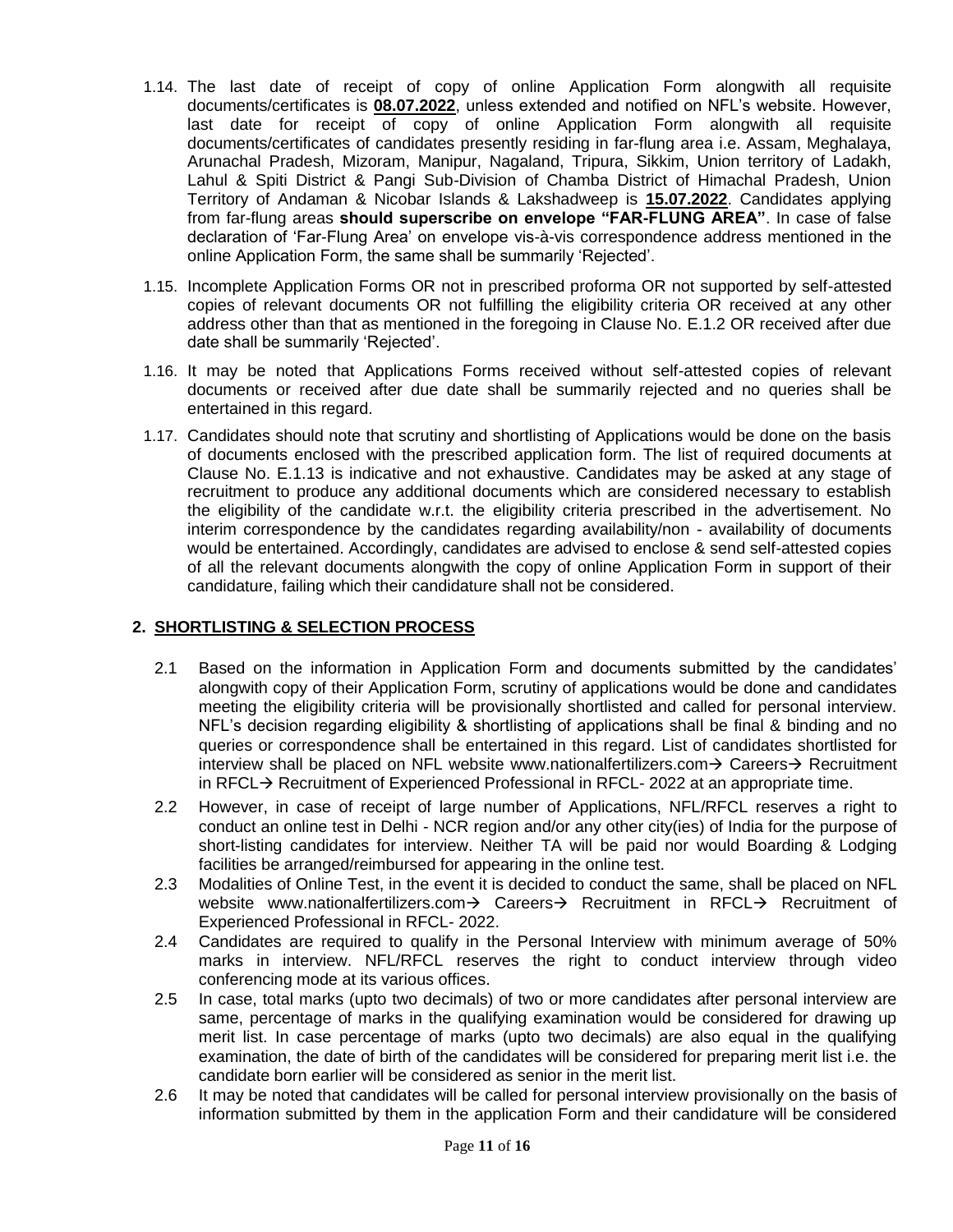1.14. The last date of receipt of copy of online Application Form alongwith all requisite documents/certificates is **08.07.2022**, unless extended and notified on NFL's website. However, last date for receipt of copy of online Application Form alongwith all requisite documents/certificates of candidates presently residing in far-flung area i.e. Assam, Meghalaya, Arunachal Pradesh, Mizoram, Manipur, Nagaland, Tripura, Sikkim, Union territory of Ladakh, Lahul & Spiti District & Pangi Sub-Division of Chamba District of Himachal Pradesh, Union Territory of Andaman & Nicobar Islands & Lakshadweep is **15.07.2022**. Candidates applying from far-flung areas **should superscribe on envelope "FAR-FLUNG AREA"**. In case of false declaration of 'Far-Flung Area' on envelope vis-à-vis correspondence address mentioned in the online Application Form, the same shall be summarily 'Rejected'.

1.15. Incomplete Application Forms OR not in prescribed proforma OR not supported by self-attested copies of relevant documents OR not fulfilling the eligibility criteria OR received at any other address other than that as mentioned in the foregoing in Clause No. E.1.2 OR received after due date shall be summarily 'Rejected'.

1.16. It may be noted that Applications Forms received without self-attested copies of relevant documents or received after due date shall be summarily rejected and no queries shall be entertained in this regard.

1.17. Candidates should note that scrutiny and shortlisting of Applications would be done on the basis of documents enclosed with the prescribed application form. The list of required documents at Clause No. E.1.13 is indicative and not exhaustive. Candidates may be asked at any stage of recruitment to produce any additional documents which are considered necessary to establish the eligibility of the candidate w.r.t. the eligibility criteria prescribed in the advertisement. No interim correspondence by the candidates regarding availability/non - availability of documents would be entertained. Accordingly, candidates are advised to enclose & send self-attested copies of all the relevant documents alongwith the copy of online Application Form in support of their candidature, failing which their candidature shall not be considered.

## 2. SHORTLISTING & SELECTION PROCESS

2.1 Based on the information in Application Form and documents submitted by the candidates' alongwith copy of their Application Form, scrutiny of applications would be done and candidates meeting the eligibility criteria will be provisionally shortlisted and called for personal interview. NFL's decision regarding eligibility & shortlisting of applications shall be final & binding and no queries or correspondence shall be entertained in this regard. List of candidates shortlisted for interview shall be placed on NFL website www.nationalfertilizers.com→ Careers→ Recruitment in RFCL→ Recruitment of Experienced Professional in RFCL- 2022 at an appropriate time.

2.2 However, in case of receipt of large number of Applications, NFL/RFCL reserves a right to conduct an online test in Delhi - NCR region and/or any other city(ies) of India for the purpose of short-listing candidates for interview. Neither TA will be paid nor would Boarding & Lodging facilities be arranged/reimbursed for appearing in the online test.

2.3 Modalities of Online Test, in the event it is decided to conduct the same, shall be placed on NFL website www.nationalfertilizers.com→ Careers→ Recruitment in RFCL→ Recruitment of Experienced Professional in RFCL- 2022.

2.4 Candidates are required to qualify in the Personal Interview with minimum average of 50% marks in interview. NFL/RFCL reserves the right to conduct interview through video conferencing mode at its various offices.

2.5 In case, total marks (upto two decimals) of two or more candidates after personal interview are same, percentage of marks in the qualifying examination would be considered for drawing up merit list. In case percentage of marks (upto two decimals) are also equal in the qualifying examination, the date of birth of the candidates will be considered for preparing merit list i.e. the candidate born earlier will be considered as senior in the merit list.

2.6 It may be noted that candidates will be called for personal interview provisionally on the basis of information submitted by them in the application Form and their candidature will be considered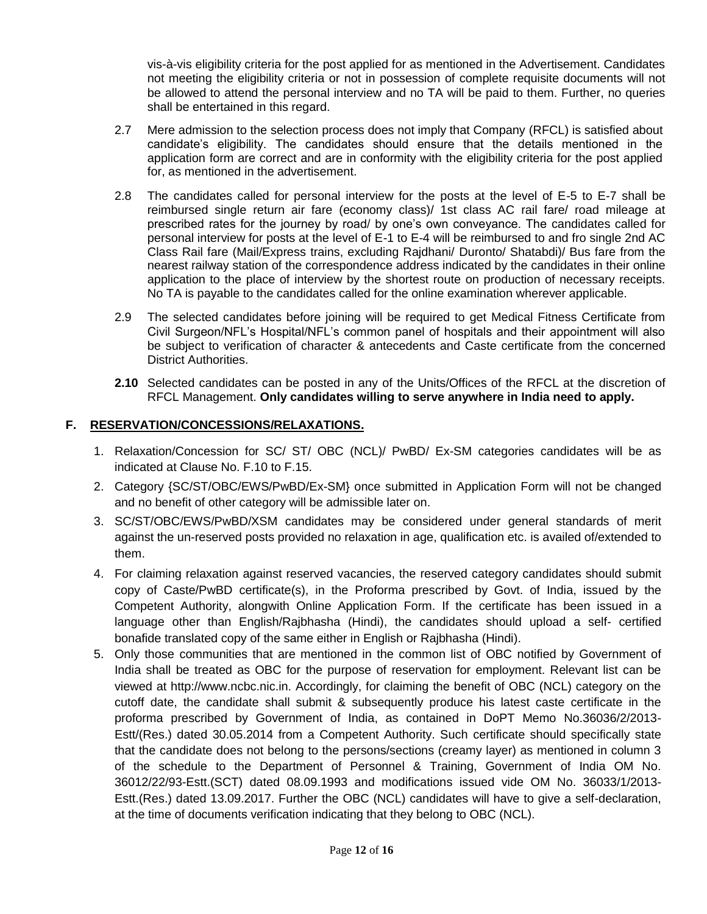vis-à-vis eligibility criteria for the post applied for as mentioned in the Advertisement. Candidates not meeting the eligibility criteria or not in possession of complete requisite documents will not be allowed to attend the personal interview and no TA will be paid to them. Further, no queries shall be entertained in this regard.

2.7 Mere admission to the selection process does not imply that Company (RFCL) is satisfied about candidate's eligibility. The candidates should ensure that the details mentioned in the application form are correct and are in conformity with the eligibility criteria for the post applied for, as mentioned in the advertisement.

2.8 The candidates called for personal interview for the posts at the level of E-5 to E-7 shall be reimbursed single return air fare (economy class)/ 1st class AC rail fare/ road mileage at prescribed rates for the journey by road/ by one's own conveyance. The candidates called for personal interview for posts at the level of E-1 to E-4 will be reimbursed to and fro single 2nd AC Class Rail fare (Mail/Express trains, excluding Rajdhani/ Duronto/ Shatabdi)/ Bus fare from the nearest railway station of the correspondence address indicated by the candidates in their online application to the place of interview by the shortest route on production of necessary receipts. No TA is payable to the candidates called for the online examination wherever applicable.

2.9 The selected candidates before joining will be required to get Medical Fitness Certificate from Civil Surgeon/NFL's Hospital/NFL's common panel of hospitals and their appointment will also be subject to verification of character & antecedents and Caste certificate from the concerned District Authorities.

**2.10** Selected candidates can be posted in any of the Units/Offices of the RFCL at the discretion of RFCL Management. **Only candidates willing to serve anywhere in India need to apply.**

## F. RESERVATION/CONCESSIONS/RELAXATIONS.

1. Relaxation/Concession for SC/ ST/ OBC (NCL)/ PwBD/ Ex-SM categories candidates will be as indicated at Clause No. F.10 to F.15.
2. Category {SC/ST/OBC/EWS/PwBD/Ex-SM} once submitted in Application Form will not be changed and no benefit of other category will be admissible later on.
3. SC/ST/OBC/EWS/PwBD/XSM candidates may be considered under general standards of merit against the un-reserved posts provided no relaxation in age, qualification etc. is availed of/extended to them.
4. For claiming relaxation against reserved vacancies, the reserved category candidates should submit copy of Caste/PwBD certificate(s), in the Proforma prescribed by Govt. of India, issued by the Competent Authority, alongwith Online Application Form. If the certificate has been issued in a language other than English/Rajbhasha (Hindi), the candidates should upload a self- certified bonafide translated copy of the same either in English or Rajbhasha (Hindi).
5. Only those communities that are mentioned in the common list of OBC notified by Government of India shall be treated as OBC for the purpose of reservation for employment. Relevant list can be viewed at http://www.ncbc.nic.in. Accordingly, for claiming the benefit of OBC (NCL) category on the cutoff date, the candidate shall submit & subsequently produce his latest caste certificate in the proforma prescribed by Government of India, as contained in DoPT Memo No.36036/2/2013-Estt/(Res.) dated 30.05.2014 from a Competent Authority. Such certificate should specifically state that the candidate does not belong to the persons/sections (creamy layer) as mentioned in column 3 of the schedule to the Department of Personnel & Training, Government of India OM No. 36012/22/93-Estt.(SCT) dated 08.09.1993 and modifications issued vide OM No. 36033/1/2013-Estt.(Res.) dated 13.09.2017. Further the OBC (NCL) candidates will have to give a self-declaration, at the time of documents verification indicating that they belong to OBC (NCL).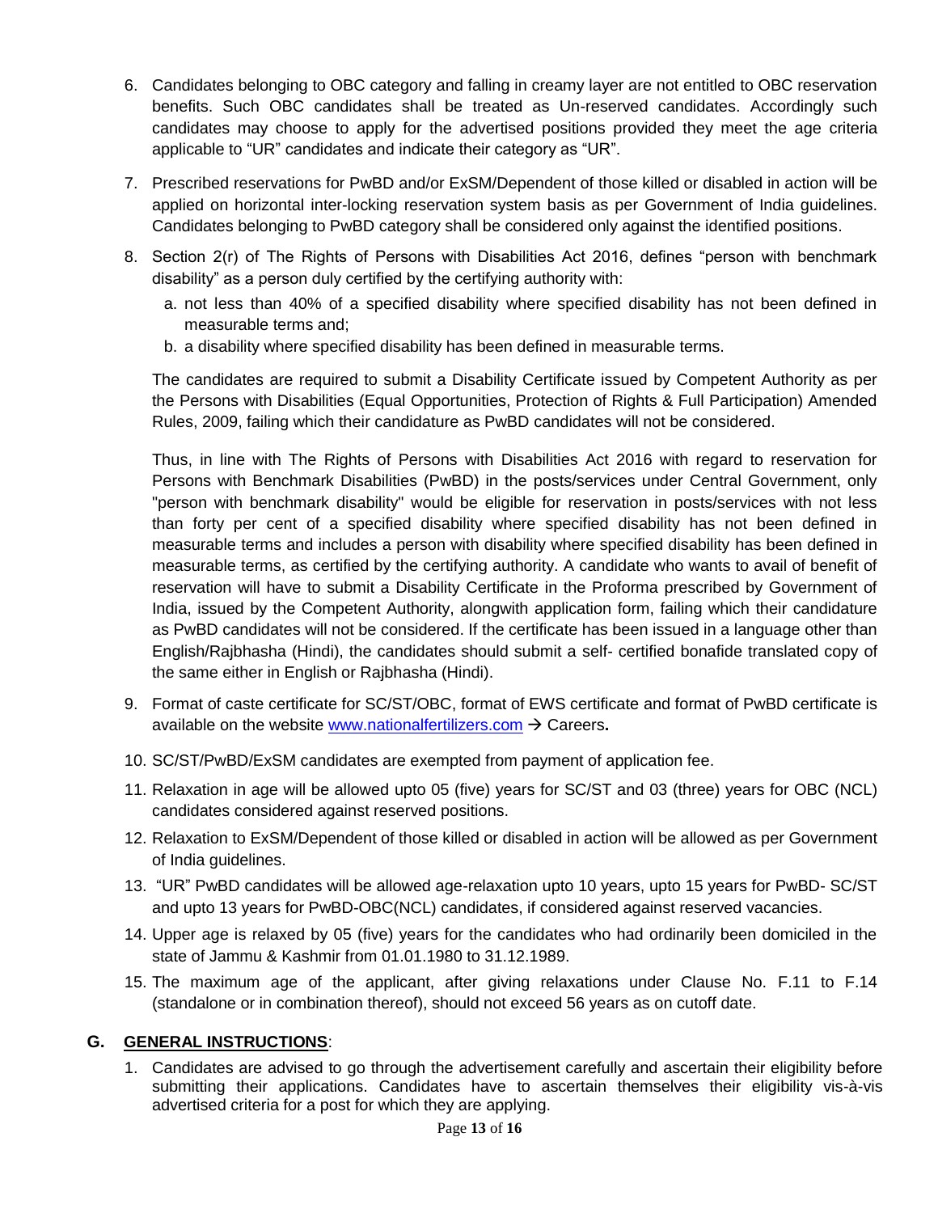6. Candidates belonging to OBC category and falling in creamy layer are not entitled to OBC reservation benefits. Such OBC candidates shall be treated as Un-reserved candidates. Accordingly such candidates may choose to apply for the advertised positions provided they meet the age criteria applicable to "UR" candidates and indicate their category as "UR".

7. Prescribed reservations for PwBD and/or ExSM/Dependent of those killed or disabled in action will be applied on horizontal inter-locking reservation system basis as per Government of India guidelines. Candidates belonging to PwBD category shall be considered only against the identified positions.

8. Section 2(r) of The Rights of Persons with Disabilities Act 2016, defines "person with benchmark disability" as a person duly certified by the certifying authority with:
   a. not less than 40% of a specified disability where specified disability has not been defined in measurable terms and;
   b. a disability where specified disability has been defined in measurable terms.

   The candidates are required to submit a Disability Certificate issued by Competent Authority as per the Persons with Disabilities (Equal Opportunities, Protection of Rights & Full Participation) Amended Rules, 2009, failing which their candidature as PwBD candidates will not be considered.

   Thus, in line with The Rights of Persons with Disabilities Act 2016 with regard to reservation for Persons with Benchmark Disabilities (PwBD) in the posts/services under Central Government, only "person with benchmark disability" would be eligible for reservation in posts/services with not less than forty per cent of a specified disability where specified disability has not been defined in measurable terms and includes a person with disability where specified disability has been defined in measurable terms, as certified by the certifying authority. A candidate who wants to avail of benefit of reservation will have to submit a Disability Certificate in the Proforma prescribed by Government of India, issued by the Competent Authority, alongwith application form, failing which their candidature as PwBD candidates will not be considered. If the certificate has been issued in a language other than English/Rajbhasha (Hindi), the candidates should submit a self- certified bonafide translated copy of the same either in English or Rajbhasha (Hindi).

9. Format of caste certificate for SC/ST/OBC, format of EWS certificate and format of PwBD certificate is available on the website www.nationalfertilizers.com → Careers**.**

10. SC/ST/PwBD/ExSM candidates are exempted from payment of application fee.

11. Relaxation in age will be allowed upto 05 (five) years for SC/ST and 03 (three) years for OBC (NCL) candidates considered against reserved positions.

12. Relaxation to ExSM/Dependent of those killed or disabled in action will be allowed as per Government of India guidelines.

13. "UR" PwBD candidates will be allowed age-relaxation upto 10 years, upto 15 years for PwBD- SC/ST and upto 13 years for PwBD-OBC(NCL) candidates, if considered against reserved vacancies.

14. Upper age is relaxed by 05 (five) years for the candidates who had ordinarily been domiciled in the state of Jammu & Kashmir from 01.01.1980 to 31.12.1989.

15. The maximum age of the applicant, after giving relaxations under Clause No. F.11 to F.14 (standalone or in combination thereof), should not exceed 56 years as on cutoff date.

## G. GENERAL INSTRUCTIONS:

1. Candidates are advised to go through the advertisement carefully and ascertain their eligibility before submitting their applications. Candidates have to ascertain themselves their eligibility vis-à-vis advertised criteria for a post for which they are applying.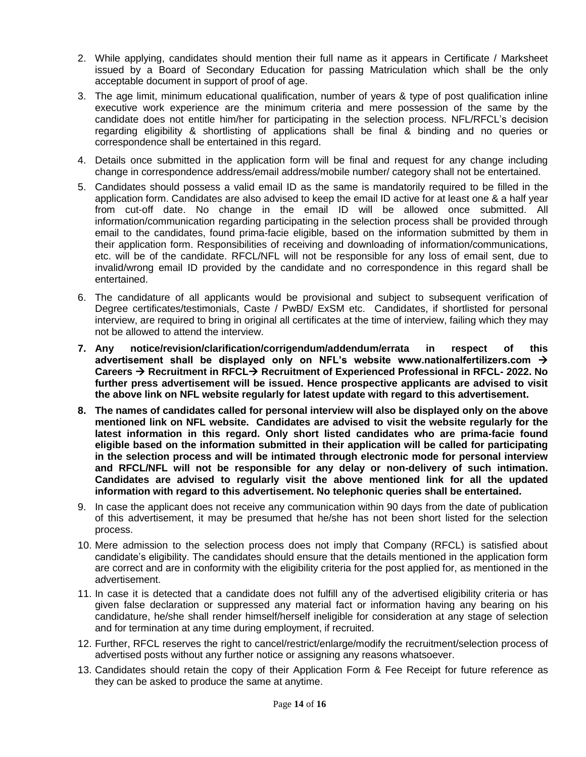2. While applying, candidates should mention their full name as it appears in Certificate / Marksheet issued by a Board of Secondary Education for passing Matriculation which shall be the only acceptable document in support of proof of age.
3. The age limit, minimum educational qualification, number of years & type of post qualification inline executive work experience are the minimum criteria and mere possession of the same by the candidate does not entitle him/her for participating in the selection process. NFL/RFCL's decision regarding eligibility & shortlisting of applications shall be final & binding and no queries or correspondence shall be entertained in this regard.
4. Details once submitted in the application form will be final and request for any change including change in correspondence address/email address/mobile number/ category shall not be entertained.
5. Candidates should possess a valid email ID as the same is mandatorily required to be filled in the application form. Candidates are also advised to keep the email ID active for at least one & a half year from cut-off date. No change in the email ID will be allowed once submitted. All information/communication regarding participating in the selection process shall be provided through email to the candidates, found prima-facie eligible, based on the information submitted by them in their application form. Responsibilities of receiving and downloading of information/communications, etc. will be of the candidate. RFCL/NFL will not be responsible for any loss of email sent, due to invalid/wrong email ID provided by the candidate and no correspondence in this regard shall be entertained.
6. The candidature of all applicants would be provisional and subject to subsequent verification of Degree certificates/testimonials, Caste / PwBD/ ExSM etc. Candidates, if shortlisted for personal interview, are required to bring in original all certificates at the time of interview, failing which they may not be allowed to attend the interview.
7. **Any notice/revision/clarification/corrigendum/addendum/errata in respect of this advertisement shall be displayed only on NFL's website www.nationalfertilizers.com → Careers → Recruitment in RFCL→ Recruitment of Experienced Professional in RFCL- 2022. No further press advertisement will be issued. Hence prospective applicants are advised to visit the above link on NFL website regularly for latest update with regard to this advertisement.**
8. **The names of candidates called for personal interview will also be displayed only on the above mentioned link on NFL website. Candidates are advised to visit the website regularly for the latest information in this regard. Only short listed candidates who are prima-facie found eligible based on the information submitted in their application will be called for participating in the selection process and will be intimated through electronic mode for personal interview and RFCL/NFL will not be responsible for any delay or non-delivery of such intimation. Candidates are advised to regularly visit the above mentioned link for all the updated information with regard to this advertisement. No telephonic queries shall be entertained.**
9. In case the applicant does not receive any communication within 90 days from the date of publication of this advertisement, it may be presumed that he/she has not been short listed for the selection process.
10. Mere admission to the selection process does not imply that Company (RFCL) is satisfied about candidate's eligibility. The candidates should ensure that the details mentioned in the application form are correct and are in conformity with the eligibility criteria for the post applied for, as mentioned in the advertisement.
11. In case it is detected that a candidate does not fulfill any of the advertised eligibility criteria or has given false declaration or suppressed any material fact or information having any bearing on his candidature, he/she shall render himself/herself ineligible for consideration at any stage of selection and for termination at any time during employment, if recruited.
12. Further, RFCL reserves the right to cancel/restrict/enlarge/modify the recruitment/selection process of advertised posts without any further notice or assigning any reasons whatsoever.
13. Candidates should retain the copy of their Application Form & Fee Receipt for future reference as they can be asked to produce the same at anytime.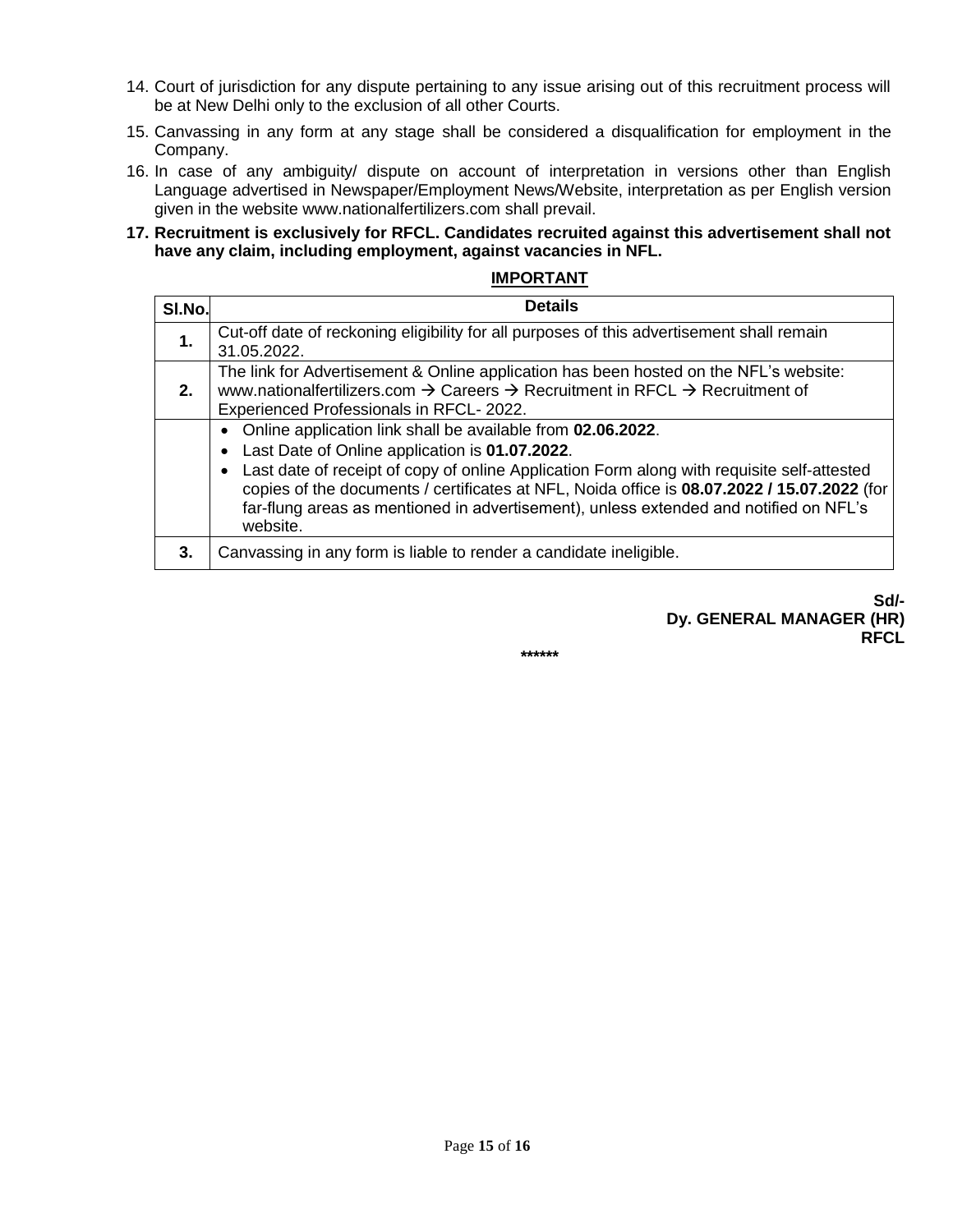14. Court of jurisdiction for any dispute pertaining to any issue arising out of this recruitment process will be at New Delhi only to the exclusion of all other Courts.
15. Canvassing in any form at any stage shall be considered a disqualification for employment in the Company.
16. In case of any ambiguity/ dispute on account of interpretation in versions other than English Language advertised in Newspaper/Employment News/Website, interpretation as per English version given in the website www.nationalfertilizers.com shall prevail.
17. **Recruitment is exclusively for RFCL. Candidates recruited against this advertisement shall not have any claim, including employment, against vacancies in NFL.**

**IMPORTANT**

| Sl.No. | Details |
|---|---|
| **1.** | Cut-off date of reckoning eligibility for all purposes of this advertisement shall remain 31.05.2022. |
| **2.** | The link for Advertisement & Online application has been hosted on the NFL's website: www.nationalfertilizers.com → Careers → Recruitment in RFCL → Recruitment of Experienced Professionals in RFCL- 2022. |
| | • Online application link shall be available from **02.06.2022**. <br> • Last Date of Online application is **01.07.2022**. <br> • Last date of receipt of copy of online Application Form along with requisite self-attested copies of the documents / certificates at NFL, Noida office is **08.07.2022 / 15.07.2022** (for far-flung areas as mentioned in advertisement), unless extended and notified on NFL's website. |
| **3.** | Canvassing in any form is liable to render a candidate ineligible. |

**Sd/-**
**Dy. GENERAL MANAGER (HR)**
**RFCL**

******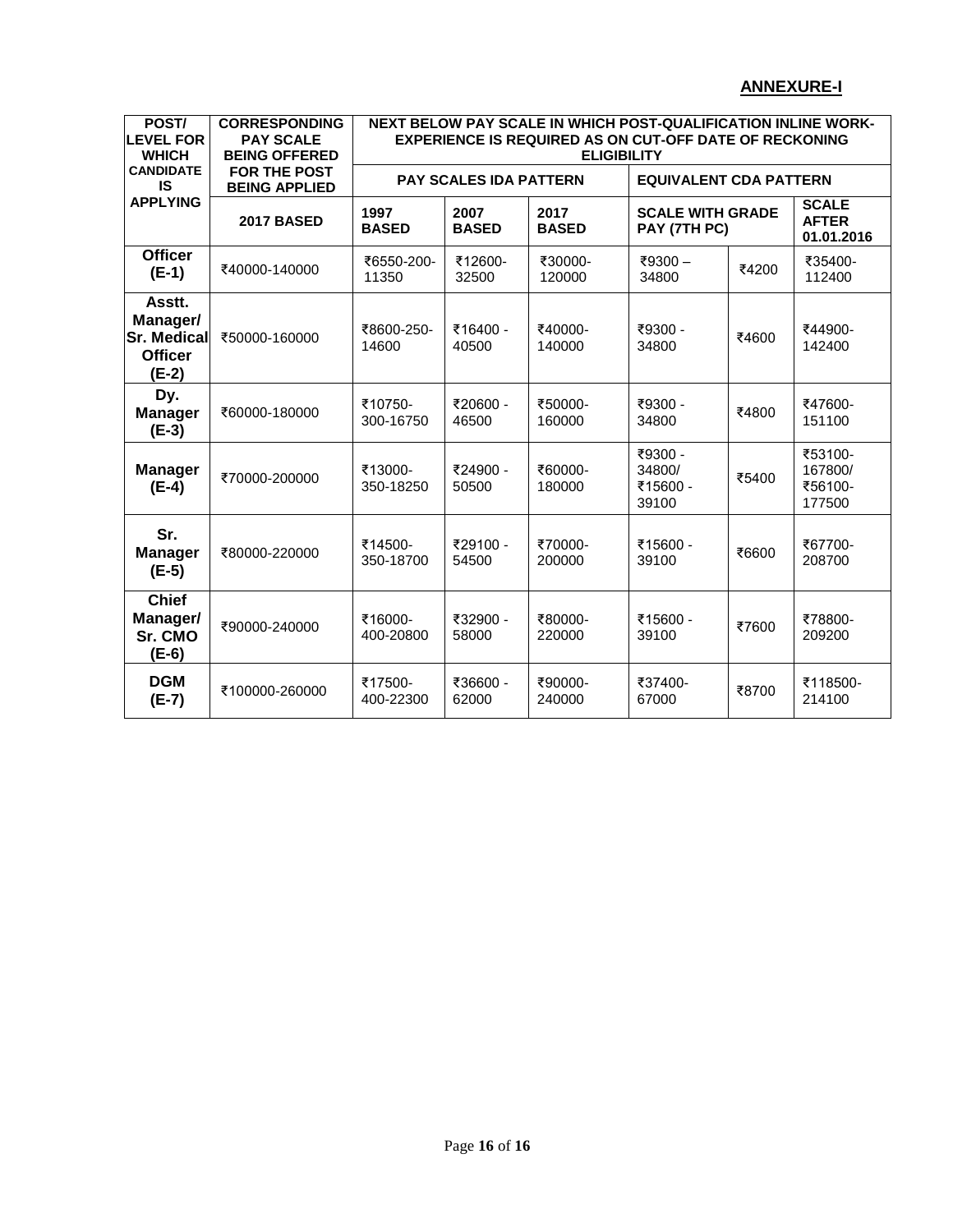**ANNEXURE-I**

| POST/ LEVEL FOR WHICH CANDIDATE IS APPLYING | CORRESPONDING PAY SCALE BEING OFFERED FOR THE POST BEING APPLIED | NEXT BELOW PAY SCALE IN WHICH POST-QUALIFICATION INLINE WORK-EXPERIENCE IS REQUIRED AS ON CUT-OFF DATE OF RECKONING ELIGIBILITY | | | | | |
|---|---|---|---|---|---|---|---|
| | | PAY SCALES IDA PATTERN | | | EQUIVALENT CDA PATTERN | | |
| | 2017 BASED | 1997 BASED | 2007 BASED | 2017 BASED | SCALE WITH GRADE PAY (7TH PC) | | SCALE AFTER 01.01.2016 |
| **Officer (E-1)** | ₹40000-140000 | ₹6550-200-11350 | ₹12600-32500 | ₹30000-120000 | ₹9300 – 34800 | ₹4200 | ₹35400-112400 |
| **Asstt. Manager/ Sr. Medical Officer (E-2)** | ₹50000-160000 | ₹8600-250-14600 | ₹16400 - 40500 | ₹40000-140000 | ₹9300 - 34800 | ₹4600 | ₹44900-142400 |
| **Dy. Manager (E-3)** | ₹60000-180000 | ₹10750-300-16750 | ₹20600 - 46500 | ₹50000-160000 | ₹9300 - 34800 | ₹4800 | ₹47600-151100 |
| **Manager (E-4)** | ₹70000-200000 | ₹13000-350-18250 | ₹24900 - 50500 | ₹60000-180000 | ₹9300 - 34800/ ₹15600 - 39100 | ₹5400 | ₹53100-167800/ ₹56100-177500 |
| **Sr. Manager (E-5)** | ₹80000-220000 | ₹14500-350-18700 | ₹29100 - 54500 | ₹70000-200000 | ₹15600 - 39100 | ₹6600 | ₹67700-208700 |
| **Chief Manager/ Sr. CMO (E-6)** | ₹90000-240000 | ₹16000-400-20800 | ₹32900 - 58000 | ₹80000-220000 | ₹15600 - 39100 | ₹7600 | ₹78800-209200 |
| **DGM (E-7)** | ₹100000-260000 | ₹17500-400-22300 | ₹36600 - 62000 | ₹90000-240000 | ₹37400-67000 | ₹8700 | ₹118500-214100 |